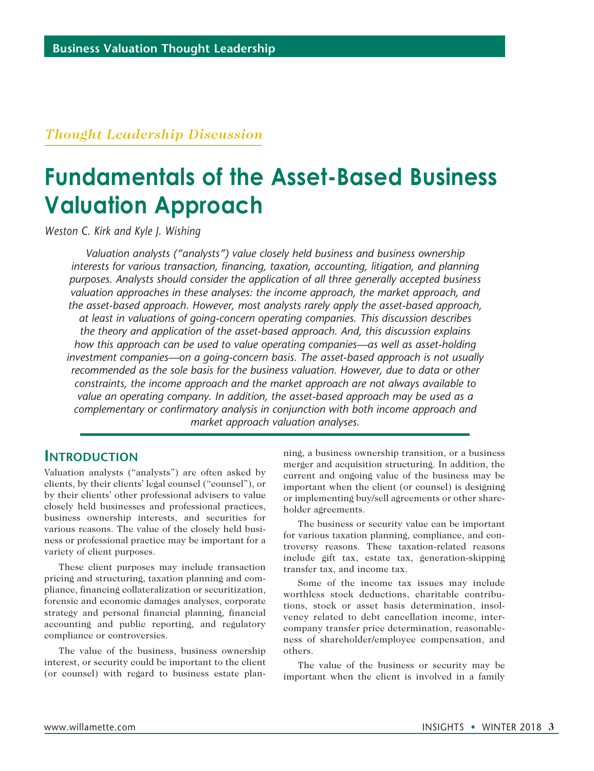Business Valuation Thought Leadership

*Thought Leadership Discussion*

# Fundamentals of the Asset-Based Business Valuation Approach

*Weston C. Kirk and Kyle J. Wishing*

*Valuation analysts ("analysts") value closely held business and business ownership interests for various transaction, financing, taxation, accounting, litigation, and planning purposes. Analysts should consider the application of all three generally accepted business valuation approaches in these analyses: the income approach, the market approach, and the asset-based approach. However, most analysts rarely apply the asset-based approach, at least in valuations of going-concern operating companies. This discussion describes the theory and application of the asset-based approach. And, this discussion explains how this approach can be used to value operating companies—as well as asset-holding investment companies—on a going-concern basis. The asset-based approach is not usually recommended as the sole basis for the business valuation. However, due to data or other constraints, the income approach and the market approach are not always available to value an operating company. In addition, the asset-based approach may be used as a complementary or confirmatory analysis in conjunction with both income approach and market approach valuation analyses.*

## Introduction

Valuation analysts ("analysts") are often asked by clients, by their clients' legal counsel ("counsel"), or by their clients' other professional advisers to value closely held businesses and professional practices, business ownership interests, and securities for various reasons. The value of the closely held business or professional practice may be important for a variety of client purposes.

These client purposes may include transaction pricing and structuring, taxation planning and compliance, financing collateralization or securitization, forensic and economic damages analyses, corporate strategy and personal financial planning, financial accounting and public reporting, and regulatory compliance or controversies.

The value of the business, business ownership interest, or security could be important to the client (or counsel) with regard to business estate planning, a business ownership transition, or a business merger and acquisition structuring. In addition, the current and ongoing value of the business may be important when the client (or counsel) is designing or implementing buy/sell agreements or other shareholder agreements.

The business or security value can be important for various taxation planning, compliance, and controversy reasons. These taxation-related reasons include gift tax, estate tax, generation-skipping transfer tax, and income tax.

Some of the income tax issues may include worthless stock deductions, charitable contributions, stock or asset basis determination, insolvency related to debt cancellation income, intercompany transfer price determination, reasonableness of shareholder/employee compensation, and others.

The value of the business or security may be important when the client is involved in a family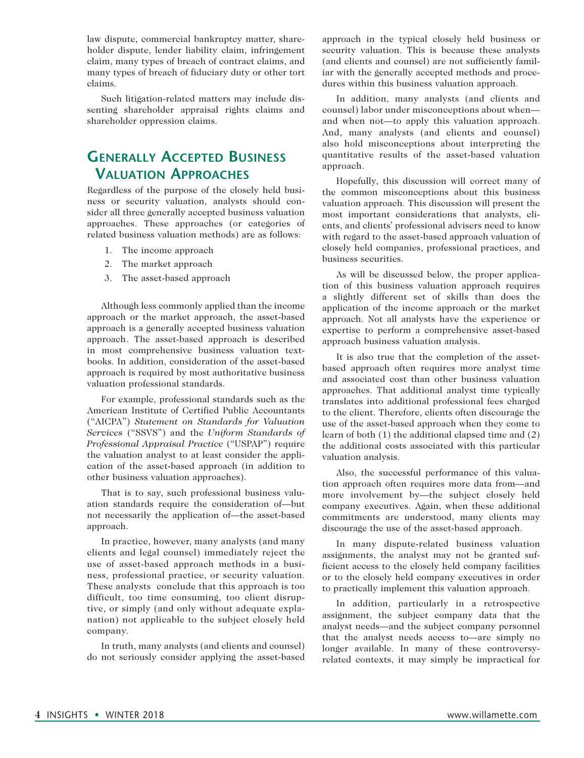law dispute, commercial bankruptcy matter, shareholder dispute, lender liability claim, infringement claim, many types of breach of contract claims, and many types of breach of fiduciary duty or other tort claims.

Such litigation-related matters may include dissenting shareholder appraisal rights claims and shareholder oppression claims.

## Generally Accepted Business Valuation Approaches

Regardless of the purpose of the closely held business or security valuation, analysts should consider all three generally accepted business valuation approaches. These approaches (or categories of related business valuation methods) are as follows:

1. The income approach
2. The market approach
3. The asset-based approach

Although less commonly applied than the income approach or the market approach, the asset-based approach is a generally accepted business valuation approach. The asset-based approach is described in most comprehensive business valuation textbooks. In addition, consideration of the asset-based approach is required by most authoritative business valuation professional standards.

For example, professional standards such as the American Institute of Certified Public Accountants ("AICPA") *Statement on Standards for Valuation Services* ("SSVS") and the *Uniform Standards of Professional Appraisal Practice* ("USPAP") require the valuation analyst to at least consider the application of the asset-based approach (in addition to other business valuation approaches).

That is to say, such professional business valuation standards require the consideration of—but not necessarily the application of—the asset-based approach.

In practice, however, many analysts (and many clients and legal counsel) immediately reject the use of asset-based approach methods in a business, professional practice, or security valuation. These analysts conclude that this approach is too difficult, too time consuming, too client disruptive, or simply (and only without adequate explanation) not applicable to the subject closely held company.

In truth, many analysts (and clients and counsel) do not seriously consider applying the asset-based approach in the typical closely held business or security valuation. This is because these analysts (and clients and counsel) are not sufficiently familiar with the generally accepted methods and procedures within this business valuation approach.

In addition, many analysts (and clients and counsel) labor under misconceptions about when—and when not—to apply this valuation approach. And, many analysts (and clients and counsel) also hold misconceptions about interpreting the quantitative results of the asset-based valuation approach.

Hopefully, this discussion will correct many of the common misconceptions about this business valuation approach. This discussion will present the most important considerations that analysts, clients, and clients' professional advisers need to know with regard to the asset-based approach valuation of closely held companies, professional practices, and business securities.

As will be discussed below, the proper application of this business valuation approach requires a slightly different set of skills than does the application of the income approach or the market approach. Not all analysts have the experience or expertise to perform a comprehensive asset-based approach business valuation analysis.

It is also true that the completion of the asset-based approach often requires more analyst time and associated cost than other business valuation approaches. That additional analyst time typically translates into additional professional fees charged to the client. Therefore, clients often discourage the use of the asset-based approach when they come to learn of both (1) the additional elapsed time and (2) the additional costs associated with this particular valuation analysis.

Also, the successful performance of this valuation approach often requires more data from—and more involvement by—the subject closely held company executives. Again, when these additional commitments are understood, many clients may discourage the use of the asset-based approach.

In many dispute-related business valuation assignments, the analyst may not be granted sufficient access to the closely held company facilities or to the closely held company executives in order to practically implement this valuation approach.

In addition, particularly in a retrospective assignment, the subject company data that the analyst needs—and the subject company personnel that the analyst needs access to—are simply no longer available. In many of these controversy-related contexts, it may simply be impractical for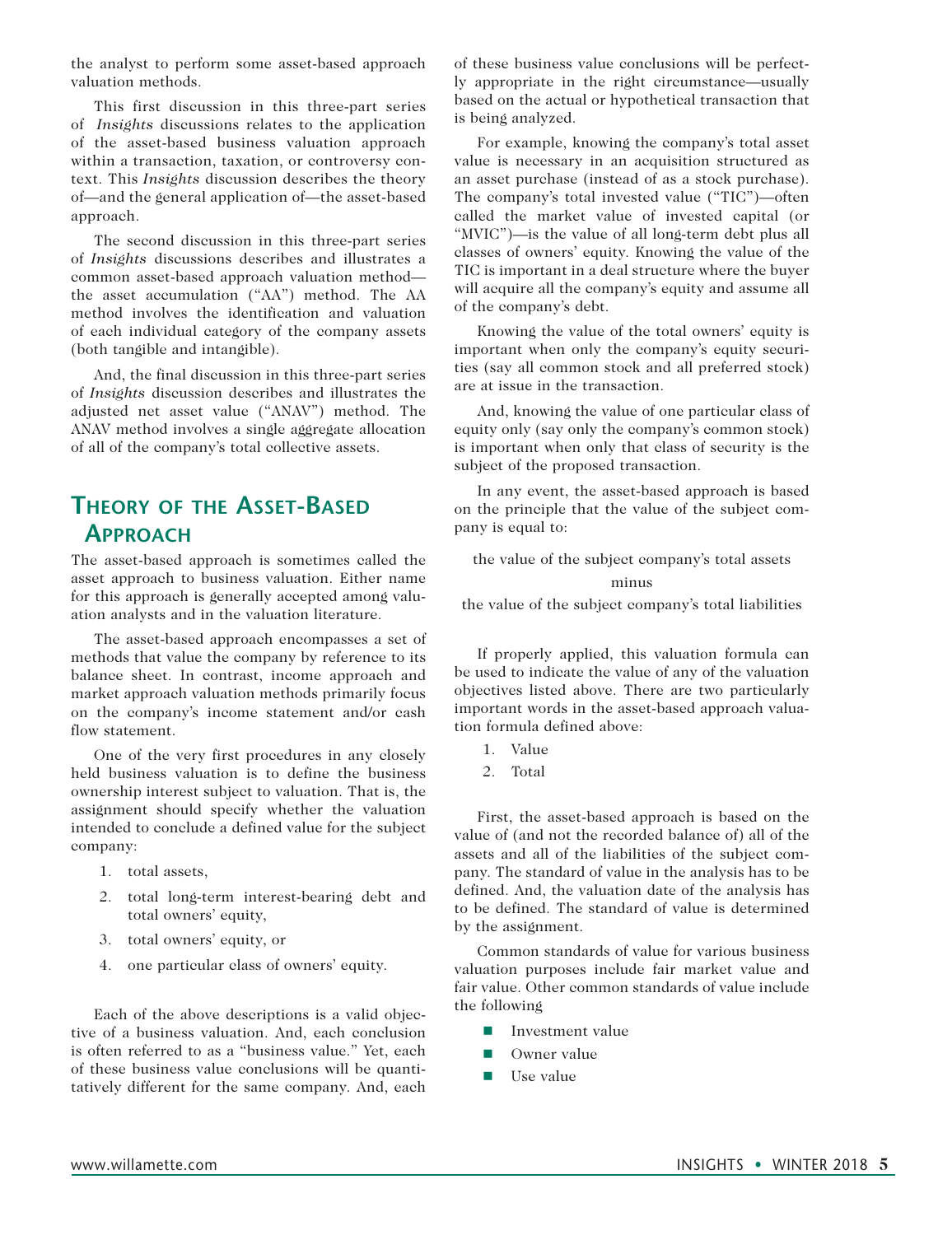the analyst to perform some asset-based approach valuation methods.

This first discussion in this three-part series of *Insights* discussions relates to the application of the asset-based business valuation approach within a transaction, taxation, or controversy context. This *Insights* discussion describes the theory of—and the general application of—the asset-based approach.

The second discussion in this three-part series of *Insights* discussions describes and illustrates a common asset-based approach valuation method—the asset accumulation ("AA") method. The AA method involves the identification and valuation of each individual category of the company assets (both tangible and intangible).

And, the final discussion in this three-part series of *Insights* discussion describes and illustrates the adjusted net asset value ("ANAV") method. The ANAV method involves a single aggregate allocation of all of the company's total collective assets.

## Theory of the Asset-Based Approach

The asset-based approach is sometimes called the asset approach to business valuation. Either name for this approach is generally accepted among valuation analysts and in the valuation literature.

The asset-based approach encompasses a set of methods that value the company by reference to its balance sheet. In contrast, income approach and market approach valuation methods primarily focus on the company's income statement and/or cash flow statement.

One of the very first procedures in any closely held business valuation is to define the business ownership interest subject to valuation. That is, the assignment should specify whether the valuation intended to conclude a defined value for the subject company:

1. total assets,
2. total long-term interest-bearing debt and total owners' equity,
3. total owners' equity, or
4. one particular class of owners' equity.

Each of the above descriptions is a valid objective of a business valuation. And, each conclusion is often referred to as a "business value." Yet, each of these business value conclusions will be quantitatively different for the same company. And, each of these business value conclusions will be perfectly appropriate in the right circumstance—usually based on the actual or hypothetical transaction that is being analyzed.

For example, knowing the company's total asset value is necessary in an acquisition structured as an asset purchase (instead of as a stock purchase). The company's total invested value ("TIC")—often called the market value of invested capital (or "MVIC")—is the value of all long-term debt plus all classes of owners' equity. Knowing the value of the TIC is important in a deal structure where the buyer will acquire all the company's equity and assume all of the company's debt.

Knowing the value of the total owners' equity is important when only the company's equity securities (say all common stock and all preferred stock) are at issue in the transaction.

And, knowing the value of one particular class of equity only (say only the company's common stock) is important when only that class of security is the subject of the proposed transaction.

In any event, the asset-based approach is based on the principle that the value of the subject company is equal to:

the value of the subject company's total assets

minus

the value of the subject company's total liabilities

If properly applied, this valuation formula can be used to indicate the value of any of the valuation objectives listed above. There are two particularly important words in the asset-based approach valuation formula defined above:

1. Value
2. Total

First, the asset-based approach is based on the value of (and not the recorded balance of) all of the assets and all of the liabilities of the subject company. The standard of value in the analysis has to be defined. And, the valuation date of the analysis has to be defined. The standard of value is determined by the assignment.

Common standards of value for various business valuation purposes include fair market value and fair value. Other common standards of value include the following

- Investment value
- Owner value
- Use value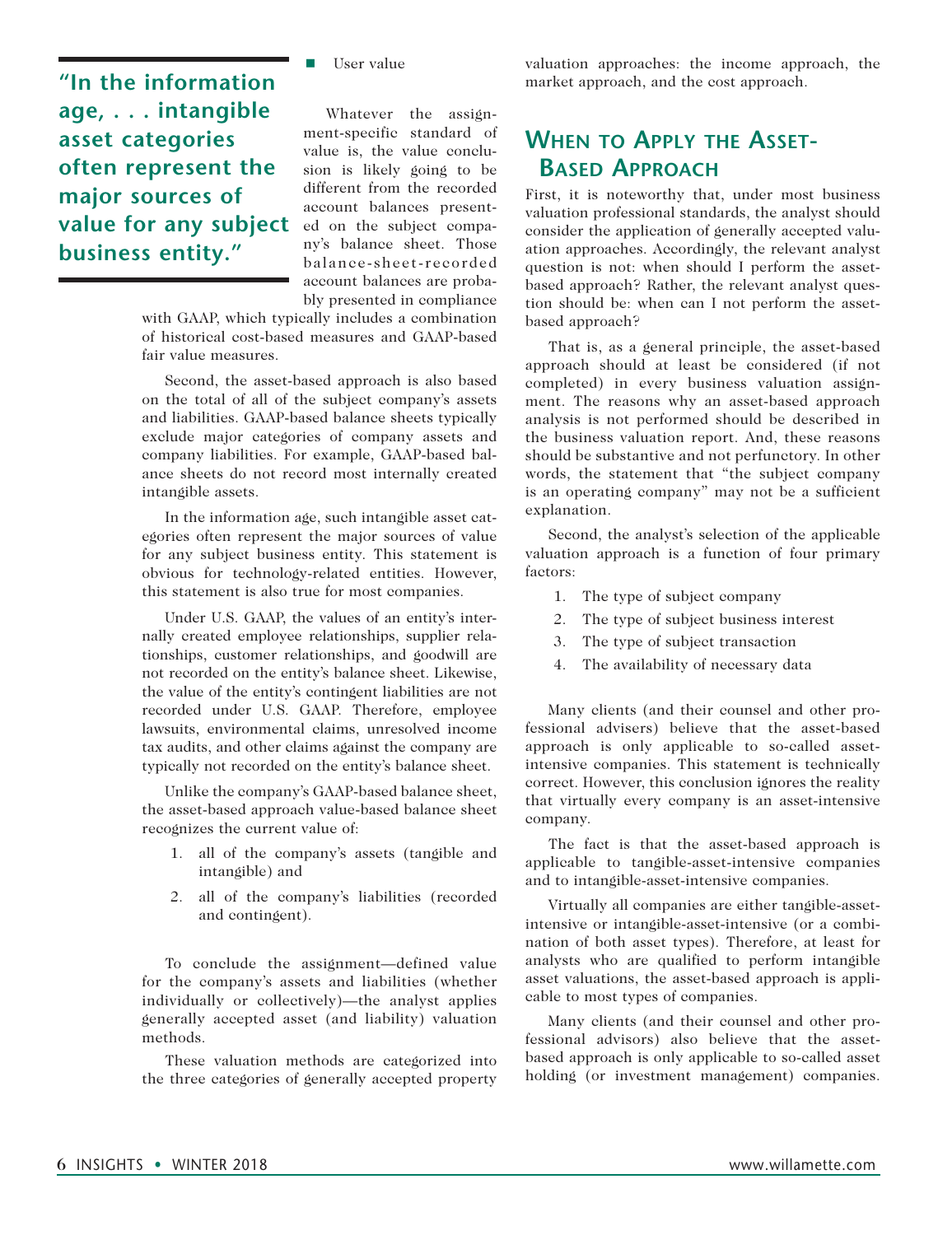- User value

Whatever the assignment-specific standard of value is, the value conclusion is likely going to be different from the recorded account balances presented on the subject company's balance sheet. Those balance-sheet-recorded account balances are probably presented in compliance with GAAP, which typically includes a combination of historical cost-based measures and GAAP-based fair value measures.

> **"In the information age, . . . intangible asset categories often represent the major sources of value for any subject business entity."**

Second, the asset-based approach is also based on the total of all of the subject company's assets and liabilities. GAAP-based balance sheets typically exclude major categories of company assets and company liabilities. For example, GAAP-based balance sheets do not record most internally created intangible assets.

In the information age, such intangible asset categories often represent the major sources of value for any subject business entity. This statement is obvious for technology-related entities. However, this statement is also true for most companies.

Under U.S. GAAP, the values of an entity's internally created employee relationships, supplier relationships, customer relationships, and goodwill are not recorded on the entity's balance sheet. Likewise, the value of the entity's contingent liabilities are not recorded under U.S. GAAP. Therefore, employee lawsuits, environmental claims, unresolved income tax audits, and other claims against the company are typically not recorded on the entity's balance sheet.

Unlike the company's GAAP-based balance sheet, the asset-based approach value-based balance sheet recognizes the current value of:

1. all of the company's assets (tangible and intangible) and
2. all of the company's liabilities (recorded and contingent).

To conclude the assignment—defined value for the company's assets and liabilities (whether individually or collectively)—the analyst applies generally accepted asset (and liability) valuation methods.

These valuation methods are categorized into the three categories of generally accepted property valuation approaches: the income approach, the market approach, and the cost approach.

## When to Apply the Asset-Based Approach

First, it is noteworthy that, under most business valuation professional standards, the analyst should consider the application of generally accepted valuation approaches. Accordingly, the relevant analyst question is not: when should I perform the asset-based approach? Rather, the relevant analyst question should be: when can I not perform the asset-based approach?

That is, as a general principle, the asset-based approach should at least be considered (if not completed) in every business valuation assignment. The reasons why an asset-based approach analysis is not performed should be described in the business valuation report. And, these reasons should be substantive and not perfunctory. In other words, the statement that "the subject company is an operating company" may not be a sufficient explanation.

Second, the analyst's selection of the applicable valuation approach is a function of four primary factors:

1. The type of subject company
2. The type of subject business interest
3. The type of subject transaction
4. The availability of necessary data

Many clients (and their counsel and other professional advisers) believe that the asset-based approach is only applicable to so-called asset-intensive companies. This statement is technically correct. However, this conclusion ignores the reality that virtually every company is an asset-intensive company.

The fact is that the asset-based approach is applicable to tangible-asset-intensive companies and to intangible-asset-intensive companies.

Virtually all companies are either tangible-asset-intensive or intangible-asset-intensive (or a combination of both asset types). Therefore, at least for analysts who are qualified to perform intangible asset valuations, the asset-based approach is applicable to most types of companies.

Many clients (and their counsel and other professional advisors) also believe that the asset-based approach is only applicable to so-called asset holding (or investment management) companies.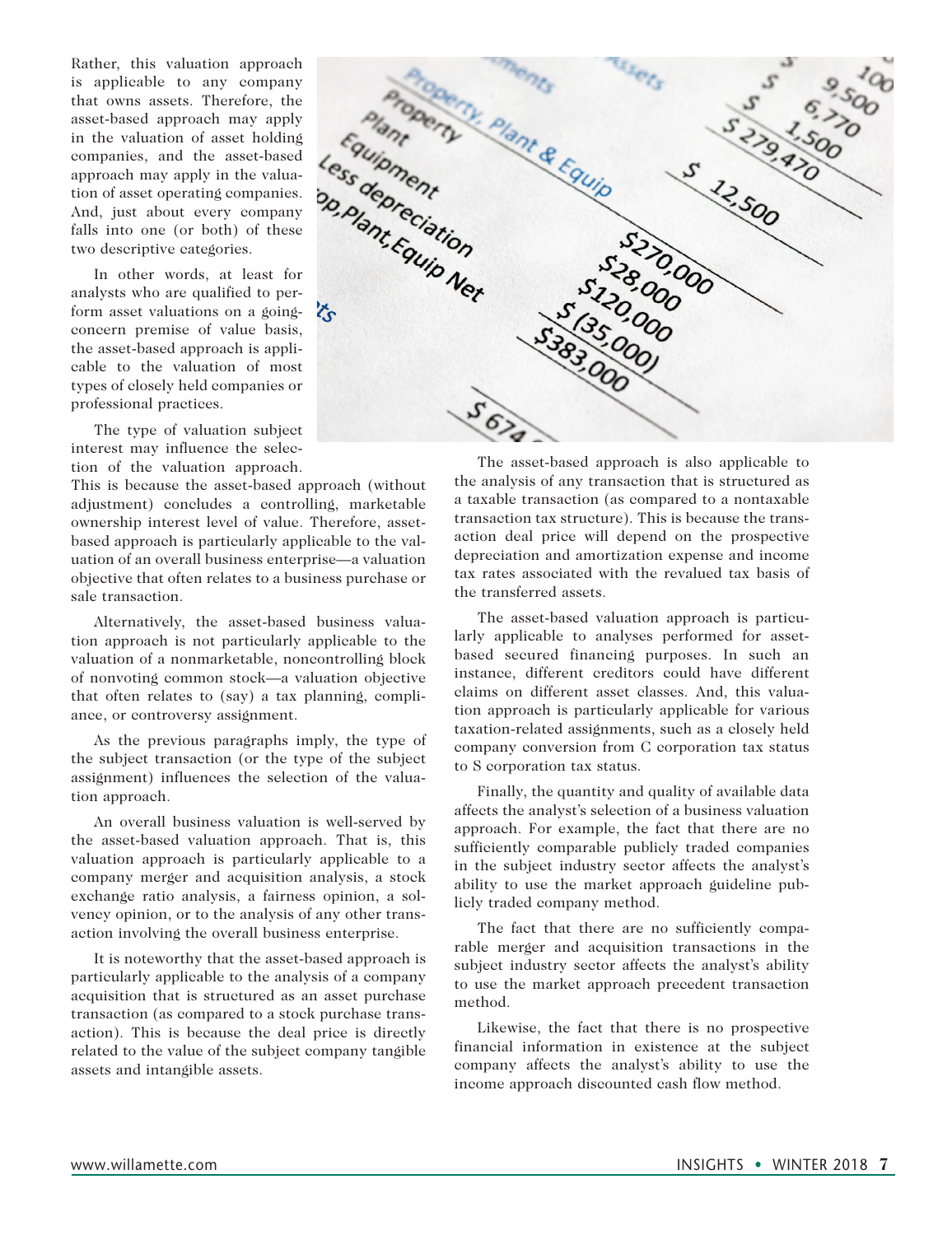Rather, this valuation approach is applicable to any company that owns assets. Therefore, the asset-based approach may apply in the valuation of asset holding companies, and the asset-based approach may apply in the valuation of asset operating companies. And, just about every company falls into one (or both) of these two descriptive categories.

In other words, at least for analysts who are qualified to perform asset valuations on a going-concern premise of value basis, the asset-based approach is applicable to the valuation of most types of closely held companies or professional practices.

The type of valuation subject interest may influence the selection of the valuation approach. This is because the asset-based approach (without adjustment) concludes a controlling, marketable ownership interest level of value. Therefore, asset-based approach is particularly applicable to the valuation of an overall business enterprise—a valuation objective that often relates to a business purchase or sale transaction.

Alternatively, the asset-based business valuation approach is not particularly applicable to the valuation of a nonmarketable, noncontrolling block of nonvoting common stock—a valuation objective that often relates to (say) a tax planning, compliance, or controversy assignment.

As the previous paragraphs imply, the type of the subject transaction (or the type of the subject assignment) influences the selection of the valuation approach.

An overall business valuation is well-served by the asset-based valuation approach. That is, this valuation approach is particularly applicable to a company merger and acquisition analysis, a stock exchange ratio analysis, a fairness opinion, a solvency opinion, or to the analysis of any other transaction involving the overall business enterprise.

It is noteworthy that the asset-based approach is particularly applicable to the analysis of a company acquisition that is structured as an asset purchase transaction (as compared to a stock purchase transaction). This is because the deal price is directly related to the value of the subject company tangible assets and intangible assets.

The asset-based approach is also applicable to the analysis of any transaction that is structured as a taxable transaction (as compared to a nontaxable transaction tax structure). This is because the transaction deal price will depend on the prospective depreciation and amortization expense and income tax rates associated with the revalued tax basis of the transferred assets.

The asset-based valuation approach is particularly applicable to analyses performed for asset-based secured financing purposes. In such an instance, different creditors could have different claims on different asset classes. And, this valuation approach is particularly applicable for various taxation-related assignments, such as a closely held company conversion from C corporation tax status to S corporation tax status.

Finally, the quantity and quality of available data affects the analyst's selection of a business valuation approach. For example, the fact that there are no sufficiently comparable publicly traded companies in the subject industry sector affects the analyst's ability to use the market approach guideline publicly traded company method.

The fact that there are no sufficiently comparable merger and acquisition transactions in the subject industry sector affects the analyst's ability to use the market approach precedent transaction method.

Likewise, the fact that there is no prospective financial information in existence at the subject company affects the analyst's ability to use the income approach discounted cash flow method.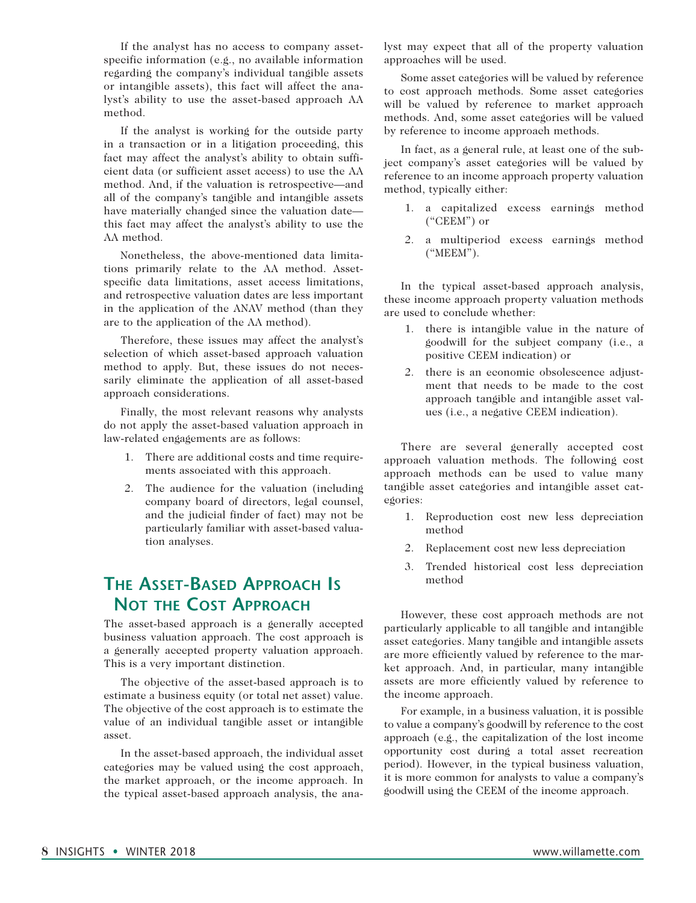If the analyst has no access to company asset-specific information (e.g., no available information regarding the company's individual tangible assets or intangible assets), this fact will affect the analyst's ability to use the asset-based approach AA method.

If the analyst is working for the outside party in a transaction or in a litigation proceeding, this fact may affect the analyst's ability to obtain sufficient data (or sufficient asset access) to use the AA method. And, if the valuation is retrospective—and all of the company's tangible and intangible assets have materially changed since the valuation date—this fact may affect the analyst's ability to use the AA method.

Nonetheless, the above-mentioned data limitations primarily relate to the AA method. Asset-specific data limitations, asset access limitations, and retrospective valuation dates are less important in the application of the ANAV method (than they are to the application of the AA method).

Therefore, these issues may affect the analyst's selection of which asset-based approach valuation method to apply. But, these issues do not necessarily eliminate the application of all asset-based approach considerations.

Finally, the most relevant reasons why analysts do not apply the asset-based valuation approach in law-related engagements are as follows:

1. There are additional costs and time requirements associated with this approach.
2. The audience for the valuation (including company board of directors, legal counsel, and the judicial finder of fact) may not be particularly familiar with asset-based valuation analyses.

## The Asset-Based Approach Is Not the Cost Approach

The asset-based approach is a generally accepted business valuation approach. The cost approach is a generally accepted property valuation approach. This is a very important distinction.

The objective of the asset-based approach is to estimate a business equity (or total net asset) value. The objective of the cost approach is to estimate the value of an individual tangible asset or intangible asset.

In the asset-based approach, the individual asset categories may be valued using the cost approach, the market approach, or the income approach. In the typical asset-based approach analysis, the analyst may expect that all of the property valuation approaches will be used.

Some asset categories will be valued by reference to cost approach methods. Some asset categories will be valued by reference to market approach methods. And, some asset categories will be valued by reference to income approach methods.

In fact, as a general rule, at least one of the subject company's asset categories will be valued by reference to an income approach property valuation method, typically either:

1. a capitalized excess earnings method ("CEEM") or
2. a multiperiod excess earnings method ("MEEM").

In the typical asset-based approach analysis, these income approach property valuation methods are used to conclude whether:

1. there is intangible value in the nature of goodwill for the subject company (i.e., a positive CEEM indication) or
2. there is an economic obsolescence adjustment that needs to be made to the cost approach tangible and intangible asset values (i.e., a negative CEEM indication).

There are several generally accepted cost approach valuation methods. The following cost approach methods can be used to value many tangible asset categories and intangible asset categories:

1. Reproduction cost new less depreciation method
2. Replacement cost new less depreciation
3. Trended historical cost less depreciation method

However, these cost approach methods are not particularly applicable to all tangible and intangible asset categories. Many tangible and intangible assets are more efficiently valued by reference to the market approach. And, in particular, many intangible assets are more efficiently valued by reference to the income approach.

For example, in a business valuation, it is possible to value a company's goodwill by reference to the cost approach (e.g., the capitalization of the lost income opportunity cost during a total asset recreation period). However, in the typical business valuation, it is more common for analysts to value a company's goodwill using the CEEM of the income approach.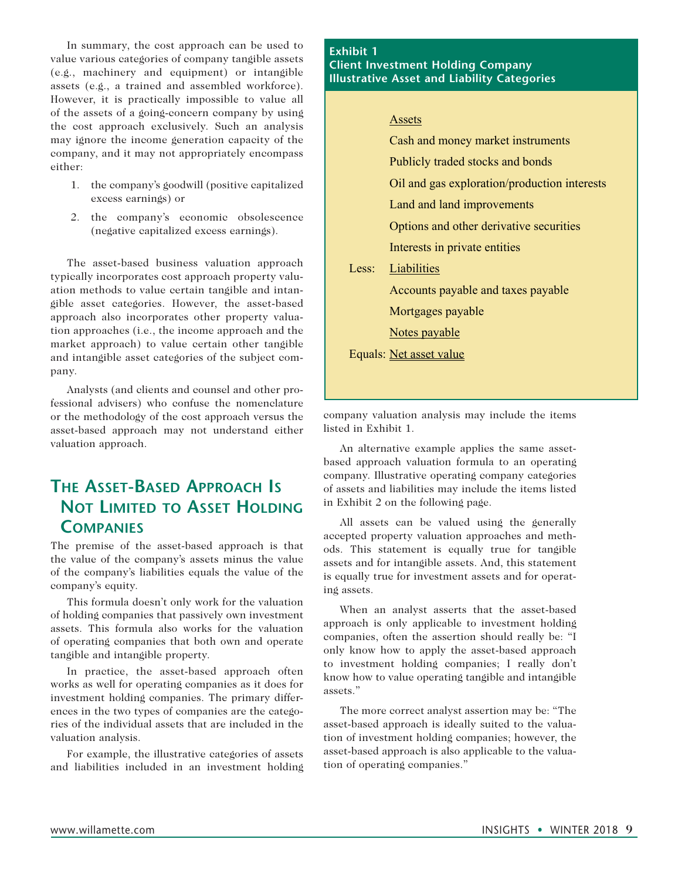In summary, the cost approach can be used to value various categories of company tangible assets (e.g., machinery and equipment) or intangible assets (e.g., a trained and assembled workforce). However, it is practically impossible to value all of the assets of a going-concern company by using the cost approach exclusively. Such an analysis may ignore the income generation capacity of the company, and it may not appropriately encompass either:

1. the company's goodwill (positive capitalized excess earnings) or
2. the company's economic obsolescence (negative capitalized excess earnings).

The asset-based business valuation approach typically incorporates cost approach property valuation methods to value certain tangible and intangible asset categories. However, the asset-based approach also incorporates other property valuation approaches (i.e., the income approach and the market approach) to value certain other tangible and intangible asset categories of the subject company.

Analysts (and clients and counsel and other professional advisers) who confuse the nomenclature or the methodology of the cost approach versus the asset-based approach may not understand either valuation approach.

## The Asset-Based Approach Is Not Limited to Asset Holding Companies

The premise of the asset-based approach is that the value of the company's assets minus the value of the company's liabilities equals the value of the company's equity.

This formula doesn't only work for the valuation of holding companies that passively own investment assets. This formula also works for the valuation of operating companies that both own and operate tangible and intangible property.

In practice, the asset-based approach often works as well for operating companies as it does for investment holding companies. The primary differences in the two types of companies are the categories of the individual assets that are included in the valuation analysis.

For example, the illustrative categories of assets and liabilities included in an investment holding company valuation analysis may include the items listed in Exhibit 1.

**Exhibit 1**
**Client Investment Holding Company**
**Illustrative Asset and Liability Categories**

| | |
|---|---|
| | Assets |
| | Cash and money market instruments |
| | Publicly traded stocks and bonds |
| | Oil and gas exploration/production interests |
| | Land and land improvements |
| | Options and other derivative securities |
| | Interests in private entities |
| Less: | Liabilities |
| | Accounts payable and taxes payable |
| | Mortgages payable |
| | Notes payable |
| Equals: | Net asset value |

An alternative example applies the same asset-based approach valuation formula to an operating company. Illustrative operating company categories of assets and liabilities may include the items listed in Exhibit 2 on the following page.

All assets can be valued using the generally accepted property valuation approaches and methods. This statement is equally true for tangible assets and for intangible assets. And, this statement is equally true for investment assets and for operating assets.

When an analyst asserts that the asset-based approach is only applicable to investment holding companies, often the assertion should really be: "I only know how to apply the asset-based approach to investment holding companies; I really don't know how to value operating tangible and intangible assets."

The more correct analyst assertion may be: "The asset-based approach is ideally suited to the valuation of investment holding companies; however, the asset-based approach is also applicable to the valuation of operating companies."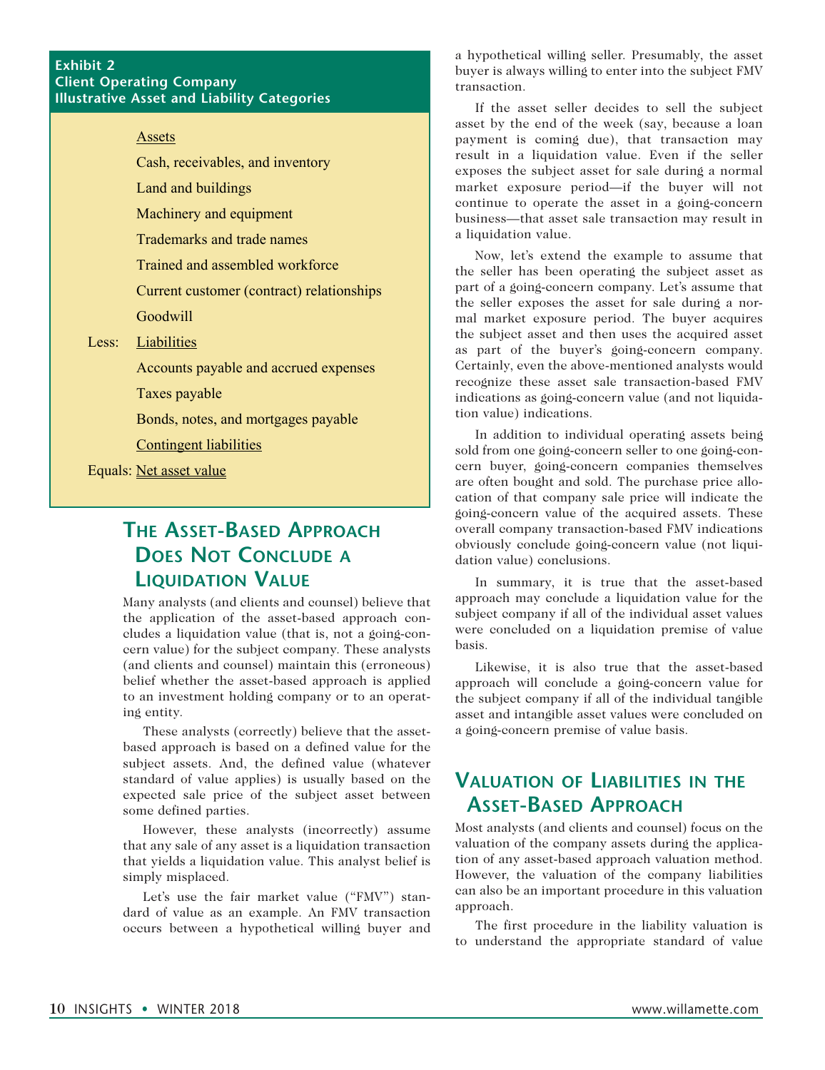**Exhibit 2**
**Client Operating Company**
**Illustrative Asset and Liability Categories**

| | |
|---|---|
| | Assets |
| | Cash, receivables, and inventory |
| | Land and buildings |
| | Machinery and equipment |
| | Trademarks and trade names |
| | Trained and assembled workforce |
| | Current customer (contract) relationships |
| | Goodwill |
| Less: | Liabilities |
| | Accounts payable and accrued expenses |
| | Taxes payable |
| | Bonds, notes, and mortgages payable |
| | Contingent liabilities |
| Equals: | Net asset value |

## The Asset-Based Approach Does Not Conclude a Liquidation Value

Many analysts (and clients and counsel) believe that the application of the asset-based approach concludes a liquidation value (that is, not a going-concern value) for the subject company. These analysts (and clients and counsel) maintain this (erroneous) belief whether the asset-based approach is applied to an investment holding company or to an operating entity.

These analysts (correctly) believe that the asset-based approach is based on a defined value for the subject assets. And, the defined value (whatever standard of value applies) is usually based on the expected sale price of the subject asset between some defined parties.

However, these analysts (incorrectly) assume that any sale of any asset is a liquidation transaction that yields a liquidation value. This analyst belief is simply misplaced.

Let's use the fair market value ("FMV") standard of value as an example. An FMV transaction occurs between a hypothetical willing buyer and a hypothetical willing seller. Presumably, the asset buyer is always willing to enter into the subject FMV transaction.

If the asset seller decides to sell the subject asset by the end of the week (say, because a loan payment is coming due), that transaction may result in a liquidation value. Even if the seller exposes the subject asset for sale during a normal market exposure period—if the buyer will not continue to operate the asset in a going-concern business—that asset sale transaction may result in a liquidation value.

Now, let's extend the example to assume that the seller has been operating the subject asset as part of a going-concern company. Let's assume that the seller exposes the asset for sale during a normal market exposure period. The buyer acquires the subject asset and then uses the acquired asset as part of the buyer's going-concern company. Certainly, even the above-mentioned analysts would recognize these asset sale transaction-based FMV indications as going-concern value (and not liquidation value) indications.

In addition to individual operating assets being sold from one going-concern seller to one going-concern buyer, going-concern companies themselves are often bought and sold. The purchase price allocation of that company sale price will indicate the going-concern value of the acquired assets. These overall company transaction-based FMV indications obviously conclude going-concern value (not liquidation value) conclusions.

In summary, it is true that the asset-based approach may conclude a liquidation value for the subject company if all of the individual asset values were concluded on a liquidation premise of value basis.

Likewise, it is also true that the asset-based approach will conclude a going-concern value for the subject company if all of the individual tangible asset and intangible asset values were concluded on a going-concern premise of value basis.

## Valuation of Liabilities in the Asset-Based Approach

Most analysts (and clients and counsel) focus on the valuation of the company assets during the application of any asset-based approach valuation method. However, the valuation of the company liabilities can also be an important procedure in this valuation approach.

The first procedure in the liability valuation is to understand the appropriate standard of value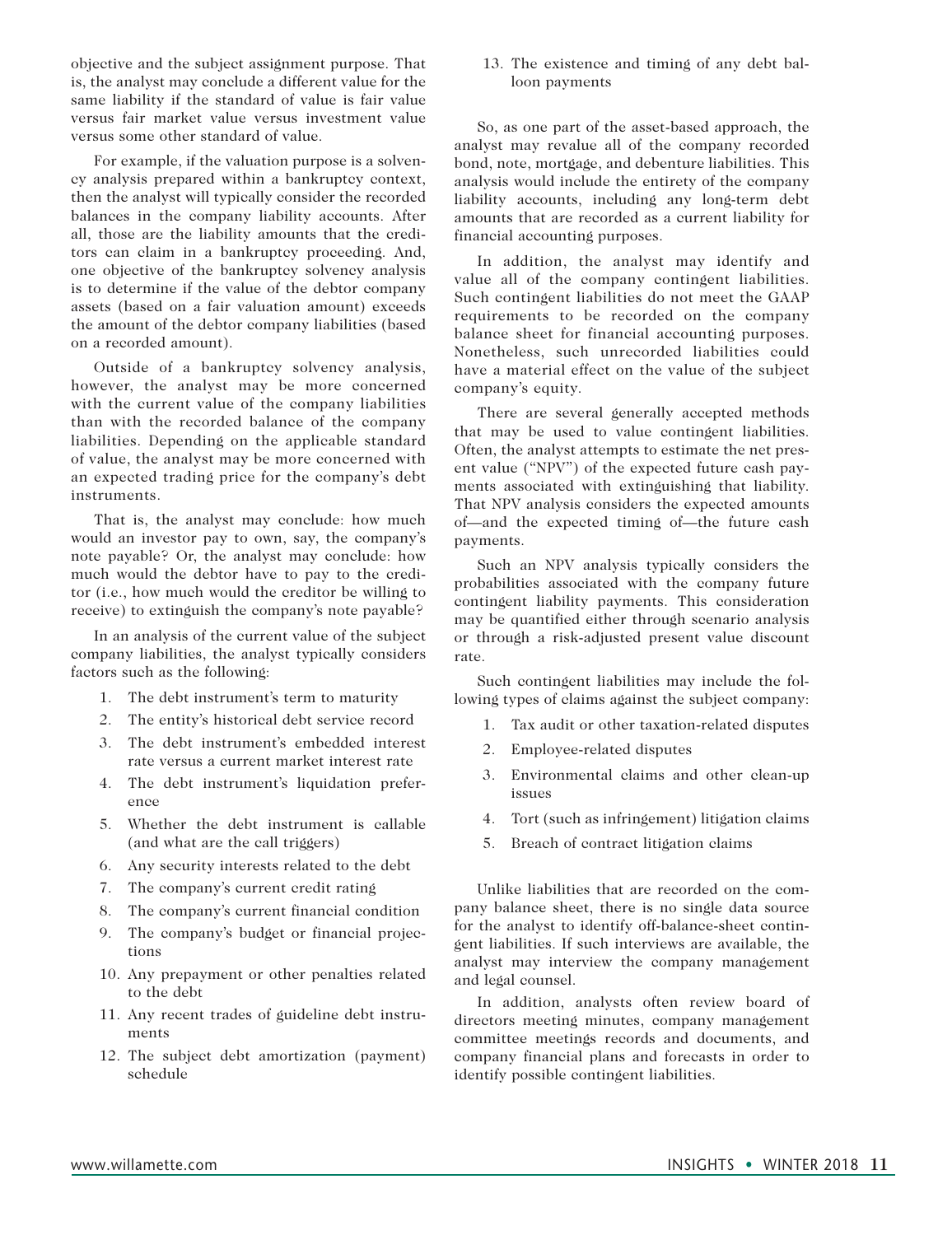objective and the subject assignment purpose. That is, the analyst may conclude a different value for the same liability if the standard of value is fair value versus fair market value versus investment value versus some other standard of value.

For example, if the valuation purpose is a solvency analysis prepared within a bankruptcy context, then the analyst will typically consider the recorded balances in the company liability accounts. After all, those are the liability amounts that the creditors can claim in a bankruptcy proceeding. And, one objective of the bankruptcy solvency analysis is to determine if the value of the debtor company assets (based on a fair valuation amount) exceeds the amount of the debtor company liabilities (based on a recorded amount).

Outside of a bankruptcy solvency analysis, however, the analyst may be more concerned with the current value of the company liabilities than with the recorded balance of the company liabilities. Depending on the applicable standard of value, the analyst may be more concerned with an expected trading price for the company's debt instruments.

That is, the analyst may conclude: how much would an investor pay to own, say, the company's note payable? Or, the analyst may conclude: how much would the debtor have to pay to the creditor (i.e., how much would the creditor be willing to receive) to extinguish the company's note payable?

In an analysis of the current value of the subject company liabilities, the analyst typically considers factors such as the following:

1. The debt instrument's term to maturity
2. The entity's historical debt service record
3. The debt instrument's embedded interest rate versus a current market interest rate
4. The debt instrument's liquidation preference
5. Whether the debt instrument is callable (and what are the call triggers)
6. Any security interests related to the debt
7. The company's current credit rating
8. The company's current financial condition
9. The company's budget or financial projections
10. Any prepayment or other penalties related to the debt
11. Any recent trades of guideline debt instruments
12. The subject debt amortization (payment) schedule
13. The existence and timing of any debt balloon payments

So, as one part of the asset-based approach, the analyst may revalue all of the company recorded bond, note, mortgage, and debenture liabilities. This analysis would include the entirety of the company liability accounts, including any long-term debt amounts that are recorded as a current liability for financial accounting purposes.

In addition, the analyst may identify and value all of the company contingent liabilities. Such contingent liabilities do not meet the GAAP requirements to be recorded on the company balance sheet for financial accounting purposes. Nonetheless, such unrecorded liabilities could have a material effect on the value of the subject company's equity.

There are several generally accepted methods that may be used to value contingent liabilities. Often, the analyst attempts to estimate the net present value ("NPV") of the expected future cash payments associated with extinguishing that liability. That NPV analysis considers the expected amounts of—and the expected timing of—the future cash payments.

Such an NPV analysis typically considers the probabilities associated with the company future contingent liability payments. This consideration may be quantified either through scenario analysis or through a risk-adjusted present value discount rate.

Such contingent liabilities may include the following types of claims against the subject company:

1. Tax audit or other taxation-related disputes
2. Employee-related disputes
3. Environmental claims and other clean-up issues
4. Tort (such as infringement) litigation claims
5. Breach of contract litigation claims

Unlike liabilities that are recorded on the company balance sheet, there is no single data source for the analyst to identify off-balance-sheet contingent liabilities. If such interviews are available, the analyst may interview the company management and legal counsel.

In addition, analysts often review board of directors meeting minutes, company management committee meetings records and documents, and company financial plans and forecasts in order to identify possible contingent liabilities.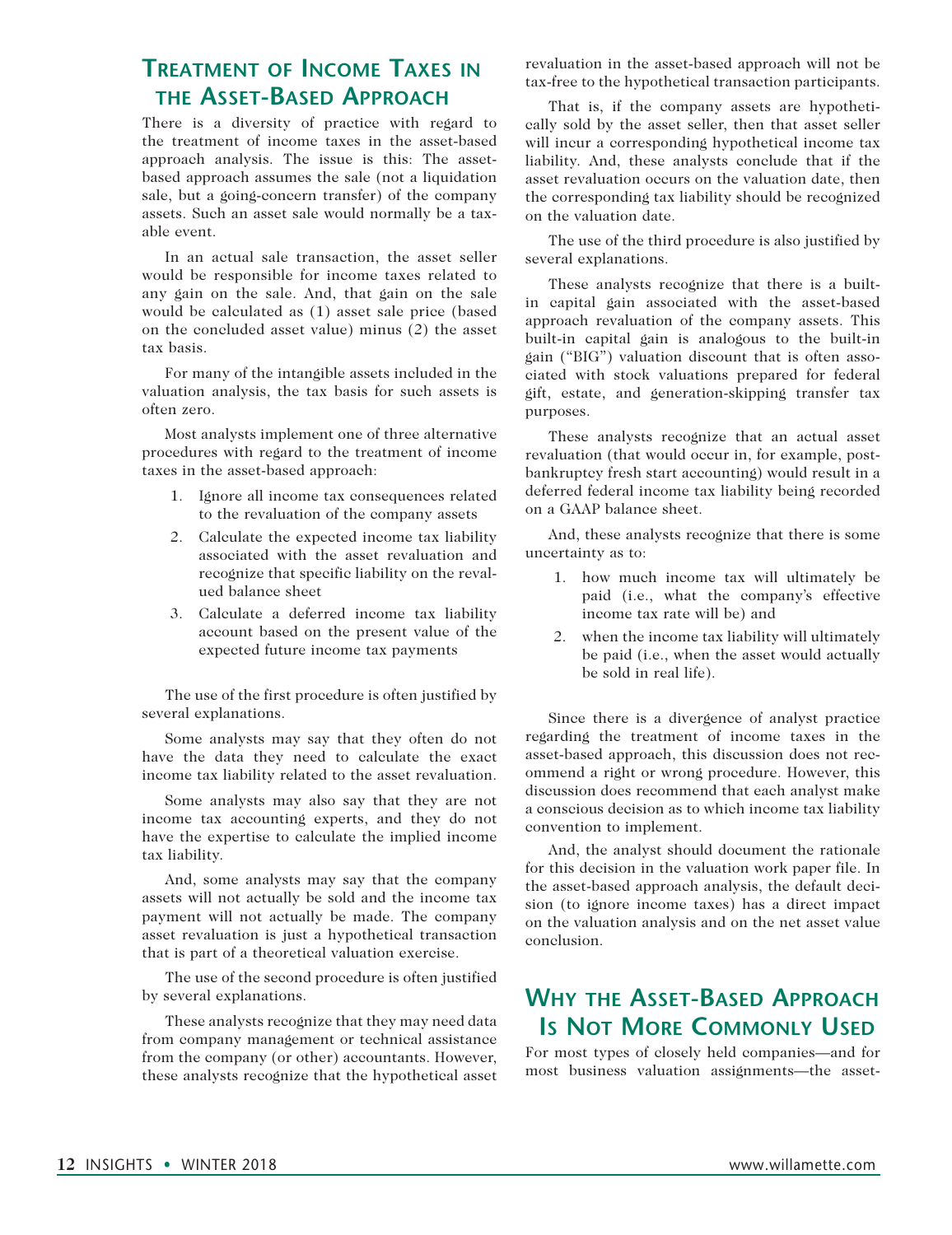## Treatment of Income Taxes in the Asset-Based Approach

There is a diversity of practice with regard to the treatment of income taxes in the asset-based approach analysis. The issue is this: The asset-based approach assumes the sale (not a liquidation sale, but a going-concern transfer) of the company assets. Such an asset sale would normally be a taxable event.

In an actual sale transaction, the asset seller would be responsible for income taxes related to any gain on the sale. And, that gain on the sale would be calculated as (1) asset sale price (based on the concluded asset value) minus (2) the asset tax basis.

For many of the intangible assets included in the valuation analysis, the tax basis for such assets is often zero.

Most analysts implement one of three alternative procedures with regard to the treatment of income taxes in the asset-based approach:

1. Ignore all income tax consequences related to the revaluation of the company assets
2. Calculate the expected income tax liability associated with the asset revaluation and recognize that specific liability on the revalued balance sheet
3. Calculate a deferred income tax liability account based on the present value of the expected future income tax payments

The use of the first procedure is often justified by several explanations.

Some analysts may say that they often do not have the data they need to calculate the exact income tax liability related to the asset revaluation.

Some analysts may also say that they are not income tax accounting experts, and they do not have the expertise to calculate the implied income tax liability.

And, some analysts may say that the company assets will not actually be sold and the income tax payment will not actually be made. The company asset revaluation is just a hypothetical transaction that is part of a theoretical valuation exercise.

The use of the second procedure is often justified by several explanations.

These analysts recognize that they may need data from company management or technical assistance from the company (or other) accountants. However, these analysts recognize that the hypothetical asset revaluation in the asset-based approach will not be tax-free to the hypothetical transaction participants.

That is, if the company assets are hypothetically sold by the asset seller, then that asset seller will incur a corresponding hypothetical income tax liability. And, these analysts conclude that if the asset revaluation occurs on the valuation date, then the corresponding tax liability should be recognized on the valuation date.

The use of the third procedure is also justified by several explanations.

These analysts recognize that there is a built-in capital gain associated with the asset-based approach revaluation of the company assets. This built-in capital gain is analogous to the built-in gain ("BIG") valuation discount that is often associated with stock valuations prepared for federal gift, estate, and generation-skipping transfer tax purposes.

These analysts recognize that an actual asset revaluation (that would occur in, for example, post-bankruptcy fresh start accounting) would result in a deferred federal income tax liability being recorded on a GAAP balance sheet.

And, these analysts recognize that there is some uncertainty as to:

1. how much income tax will ultimately be paid (i.e., what the company's effective income tax rate will be) and
2. when the income tax liability will ultimately be paid (i.e., when the asset would actually be sold in real life).

Since there is a divergence of analyst practice regarding the treatment of income taxes in the asset-based approach, this discussion does not recommend a right or wrong procedure. However, this discussion does recommend that each analyst make a conscious decision as to which income tax liability convention to implement.

And, the analyst should document the rationale for this decision in the valuation work paper file. In the asset-based approach analysis, the default decision (to ignore income taxes) has a direct impact on the valuation analysis and on the net asset value conclusion.

## Why the Asset-Based Approach Is Not More Commonly Used

For most types of closely held companies—and for most business valuation assignments—the asset-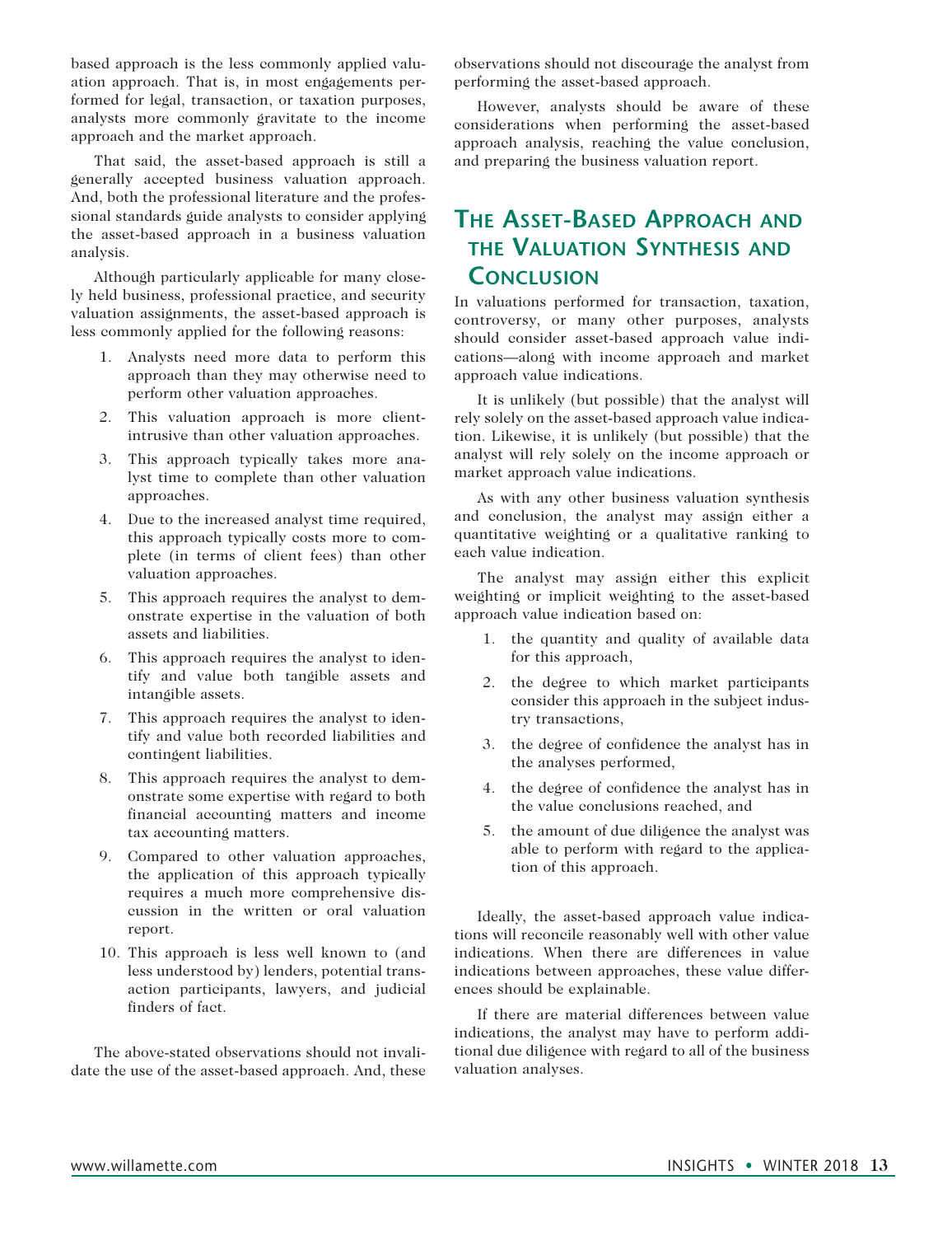based approach is the less commonly applied valuation approach. That is, in most engagements performed for legal, transaction, or taxation purposes, analysts more commonly gravitate to the income approach and the market approach.

That said, the asset-based approach is still a generally accepted business valuation approach. And, both the professional literature and the professional standards guide analysts to consider applying the asset-based approach in a business valuation analysis.

Although particularly applicable for many closely held business, professional practice, and security valuation assignments, the asset-based approach is less commonly applied for the following reasons:

1. Analysts need more data to perform this approach than they may otherwise need to perform other valuation approaches.
2. This valuation approach is more client-intrusive than other valuation approaches.
3. This approach typically takes more analyst time to complete than other valuation approaches.
4. Due to the increased analyst time required, this approach typically costs more to complete (in terms of client fees) than other valuation approaches.
5. This approach requires the analyst to demonstrate expertise in the valuation of both assets and liabilities.
6. This approach requires the analyst to identify and value both tangible assets and intangible assets.
7. This approach requires the analyst to identify and value both recorded liabilities and contingent liabilities.
8. This approach requires the analyst to demonstrate some expertise with regard to both financial accounting matters and income tax accounting matters.
9. Compared to other valuation approaches, the application of this approach typically requires a much more comprehensive discussion in the written or oral valuation report.
10. This approach is less well known to (and less understood by) lenders, potential transaction participants, lawyers, and judicial finders of fact.

The above-stated observations should not invalidate the use of the asset-based approach. And, these observations should not discourage the analyst from performing the asset-based approach.

However, analysts should be aware of these considerations when performing the asset-based approach analysis, reaching the value conclusion, and preparing the business valuation report.

## The Asset-Based Approach and the Valuation Synthesis and Conclusion

In valuations performed for transaction, taxation, controversy, or many other purposes, analysts should consider asset-based approach value indications—along with income approach and market approach value indications.

It is unlikely (but possible) that the analyst will rely solely on the asset-based approach value indication. Likewise, it is unlikely (but possible) that the analyst will rely solely on the income approach or market approach value indications.

As with any other business valuation synthesis and conclusion, the analyst may assign either a quantitative weighting or a qualitative ranking to each value indication.

The analyst may assign either this explicit weighting or implicit weighting to the asset-based approach value indication based on:

1. the quantity and quality of available data for this approach,
2. the degree to which market participants consider this approach in the subject industry transactions,
3. the degree of confidence the analyst has in the analyses performed,
4. the degree of confidence the analyst has in the value conclusions reached, and
5. the amount of due diligence the analyst was able to perform with regard to the application of this approach.

Ideally, the asset-based approach value indications will reconcile reasonably well with other value indications. When there are differences in value indications between approaches, these value differences should be explainable.

If there are material differences between value indications, the analyst may have to perform additional due diligence with regard to all of the business valuation analyses.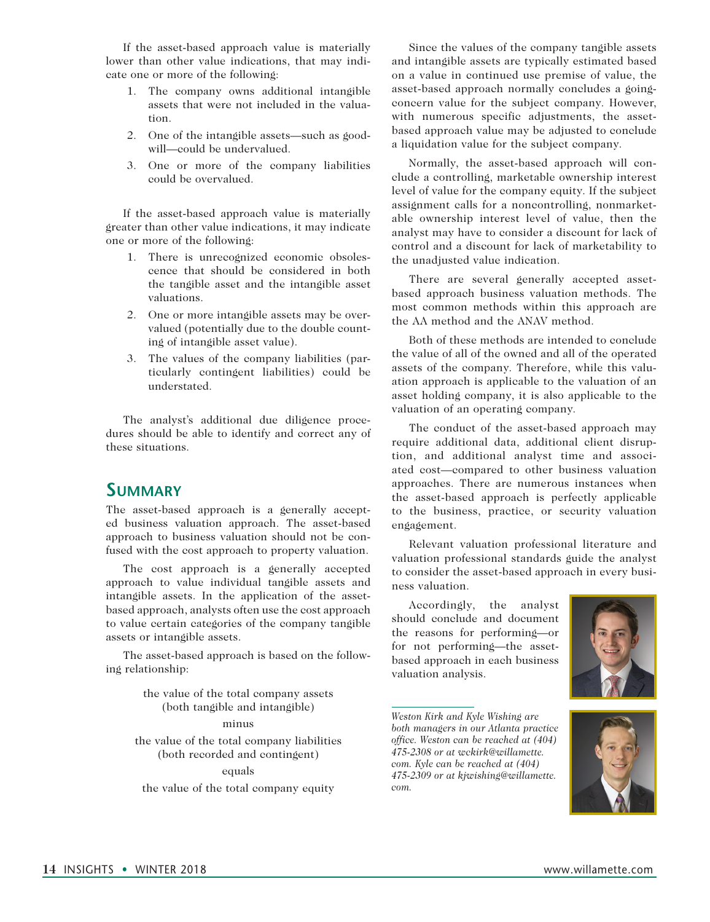If the asset-based approach value is materially lower than other value indications, that may indicate one or more of the following:

1. The company owns additional intangible assets that were not included in the valuation.
2. One of the intangible assets—such as goodwill—could be undervalued.
3. One or more of the company liabilities could be overvalued.

If the asset-based approach value is materially greater than other value indications, it may indicate one or more of the following:

1. There is unrecognized economic obsolescence that should be considered in both the tangible asset and the intangible asset valuations.
2. One or more intangible assets may be overvalued (potentially due to the double counting of intangible asset value).
3. The values of the company liabilities (particularly contingent liabilities) could be understated.

The analyst's additional due diligence procedures should be able to identify and correct any of these situations.

## Summary

The asset-based approach is a generally accepted business valuation approach. The asset-based approach to business valuation should not be confused with the cost approach to property valuation.

The cost approach is a generally accepted approach to value individual tangible assets and intangible assets. In the application of the asset-based approach, analysts often use the cost approach to value certain categories of the company tangible assets or intangible assets.

The asset-based approach is based on the following relationship:

the value of the total company assets (both tangible and intangible)

minus

the value of the total company liabilities (both recorded and contingent)

equals

the value of the total company equity

Since the values of the company tangible assets and intangible assets are typically estimated based on a value in continued use premise of value, the asset-based approach normally concludes a going-concern value for the subject company. However, with numerous specific adjustments, the asset-based approach value may be adjusted to conclude a liquidation value for the subject company.

Normally, the asset-based approach will conclude a controlling, marketable ownership interest level of value for the company equity. If the subject assignment calls for a noncontrolling, nonmarketable ownership interest level of value, then the analyst may have to consider a discount for lack of control and a discount for lack of marketability to the unadjusted value indication.

There are several generally accepted asset-based approach business valuation methods. The most common methods within this approach are the AA method and the ANAV method.

Both of these methods are intended to conclude the value of all of the owned and all of the operated assets of the company. Therefore, while this valuation approach is applicable to the valuation of an asset holding company, it is also applicable to the valuation of an operating company.

The conduct of the asset-based approach may require additional data, additional client disruption, and additional analyst time and associated cost—compared to other business valuation approaches. There are numerous instances when the asset-based approach is perfectly applicable to the business, practice, or security valuation engagement.

Relevant valuation professional literature and valuation professional standards guide the analyst to consider the asset-based approach in every business valuation.

Accordingly, the analyst should conclude and document the reasons for performing—or for not performing—the asset-based approach in each business valuation analysis.

*Weston Kirk and Kyle Wishing are both managers in our Atlanta practice office. Weston can be reached at (404) 475-2308 or at wckirk@willamette.com. Kyle can be reached at (404) 475-2309 or at kjwishing@willamette.com.*